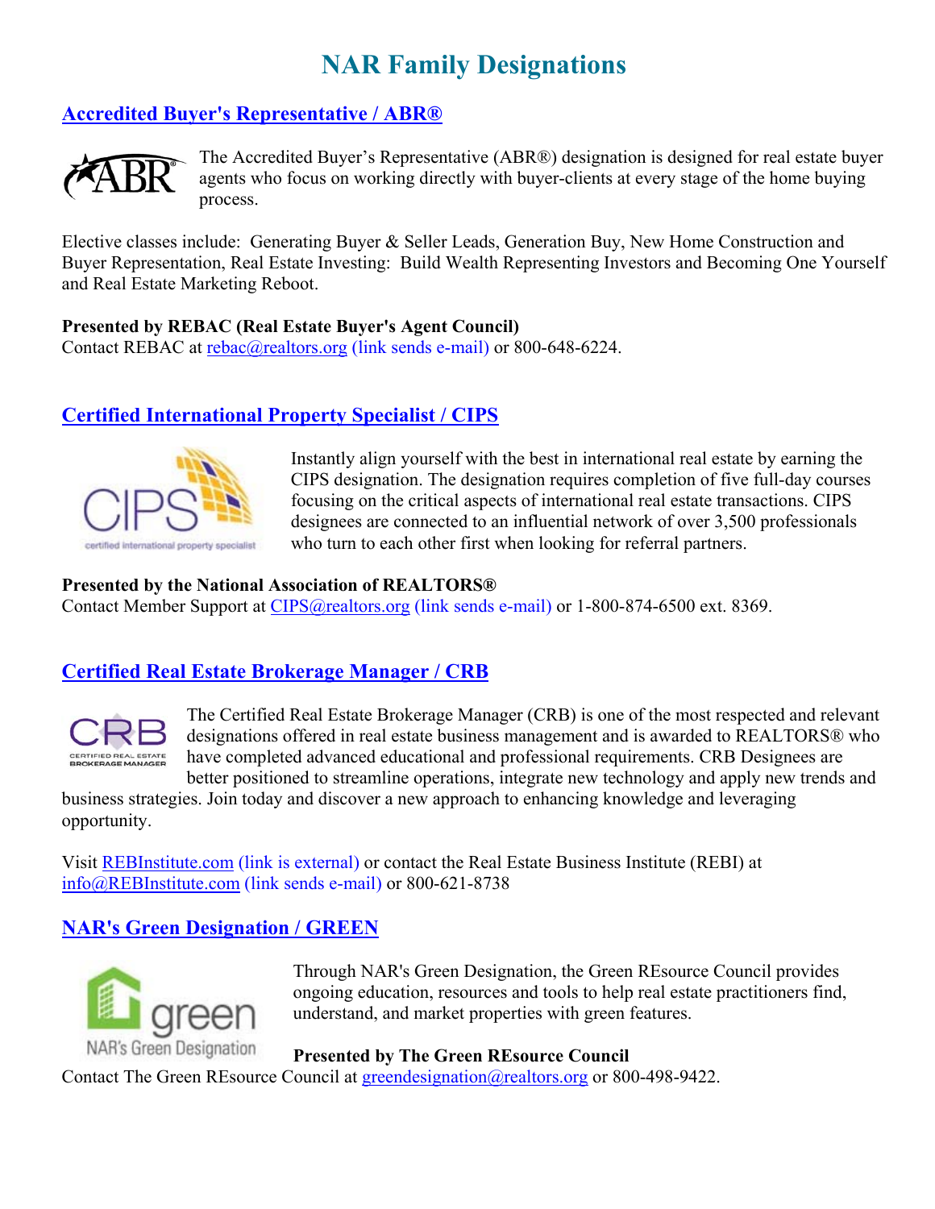# NAR Family Designations

## Accredited Buyer's Representative / ABR®

The Accredited Buyer's Representative (ABR®) designation is designed for real estate buyer agents who focus on working directly with buyer-clients at every stage of the home buying process.

Elective classes include: Generating Buyer & Seller Leads, Generation Buy, New Home Construction and Buyer Representation, Real Estate Investing: Build Wealth Representing Investors and Becoming One Yourself and Real Estate Marketing Reboot.

**Presented by REBAC (Real Estate Buyer's Agent Council)**
Contact REBAC at rebac@realtors.org (link sends e-mail) or 800-648-6224.

## Certified International Property Specialist / CIPS

Instantly align yourself with the best in international real estate by earning the CIPS designation. The designation requires completion of five full-day courses focusing on the critical aspects of international real estate transactions. CIPS designees are connected to an influential network of over 3,500 professionals who turn to each other first when looking for referral partners.

**Presented by the National Association of REALTORS®**
Contact Member Support at CIPS@realtors.org (link sends e-mail) or 1-800-874-6500 ext. 8369.

## Certified Real Estate Brokerage Manager / CRB

The Certified Real Estate Brokerage Manager (CRB) is one of the most respected and relevant designations offered in real estate business management and is awarded to REALTORS® who have completed advanced educational and professional requirements. CRB Designees are better positioned to streamline operations, integrate new technology and apply new trends and business strategies. Join today and discover a new approach to enhancing knowledge and leveraging opportunity.

Visit REBInstitute.com (link is external) or contact the Real Estate Business Institute (REBI) at info@REBInstitute.com (link sends e-mail) or 800-621-8738

## NAR's Green Designation / GREEN

Through NAR's Green Designation, the Green REsource Council provides ongoing education, resources and tools to help real estate practitioners find, understand, and market properties with green features.

**Presented by The Green REsource Council**
Contact The Green REsource Council at greendesignation@realtors.org or 800-498-9422.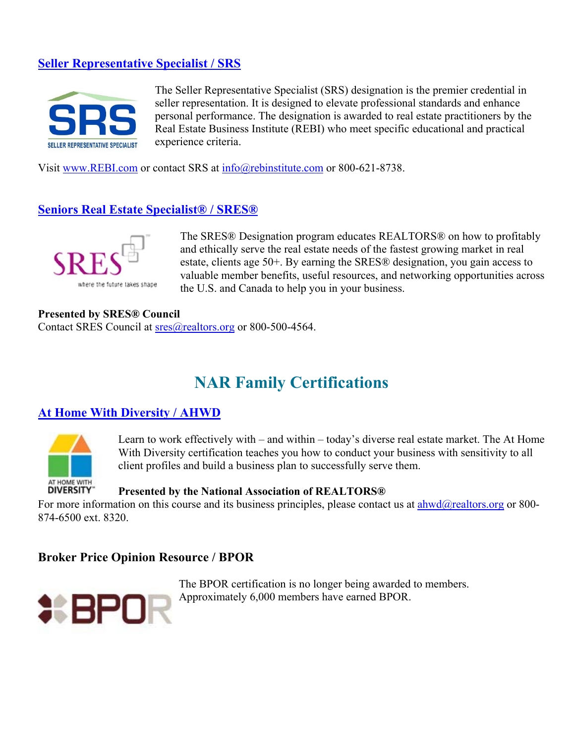## Seller Representative Specialist / SRS

The Seller Representative Specialist (SRS) designation is the premier credential in seller representation. It is designed to elevate professional standards and enhance personal performance. The designation is awarded to real estate practitioners by the Real Estate Business Institute (REBI) who meet specific educational and practical experience criteria.

Visit www.REBI.com or contact SRS at info@rebinstitute.com or 800-621-8738.

## Seniors Real Estate Specialist® / SRES®

The SRES® Designation program educates REALTORS® on how to profitably and ethically serve the real estate needs of the fastest growing market in real estate, clients age 50+. By earning the SRES® designation, you gain access to valuable member benefits, useful resources, and networking opportunities across the U.S. and Canada to help you in your business.

**Presented by SRES® Council**
Contact SRES Council at sres@realtors.org or 800-500-4564.

# NAR Family Certifications

## At Home With Diversity / AHWD

Learn to work effectively with – and within – today's diverse real estate market. The At Home With Diversity certification teaches you how to conduct your business with sensitivity to all client profiles and build a business plan to successfully serve them.

**Presented by the National Association of REALTORS®**
For more information on this course and its business principles, please contact us at ahwd@realtors.org or 800-874-6500 ext. 8320.

## Broker Price Opinion Resource / BPOR

The BPOR certification is no longer being awarded to members. Approximately 6,000 members have earned BPOR.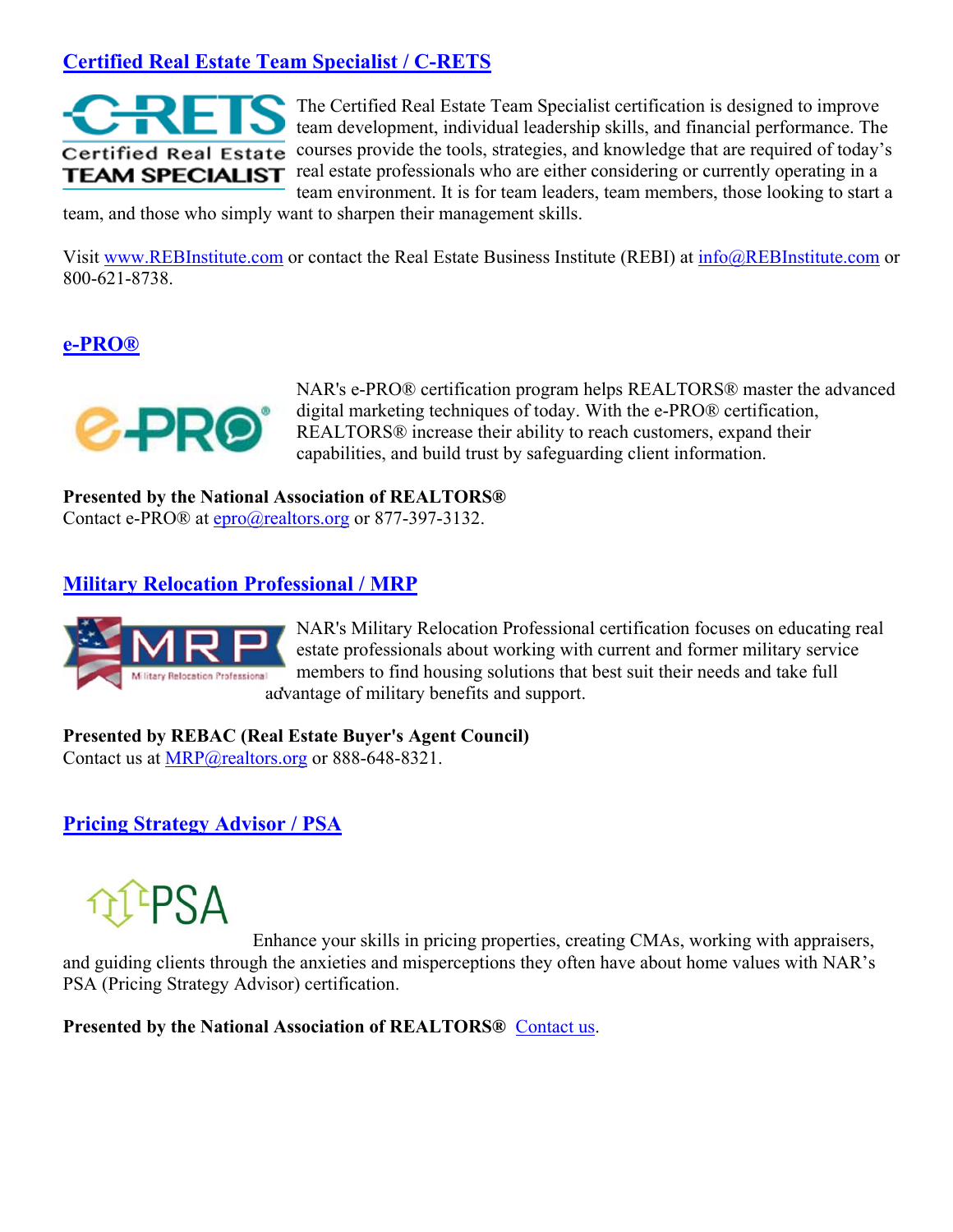## Certified Real Estate Team Specialist / C-RETS

The Certified Real Estate Team Specialist certification is designed to improve team development, individual leadership skills, and financial performance. The courses provide the tools, strategies, and knowledge that are required of today's real estate professionals who are either considering or currently operating in a team environment. It is for team leaders, team members, those looking to start a team, and those who simply want to sharpen their management skills.

Visit www.REBInstitute.com or contact the Real Estate Business Institute (REBI) at info@REBInstitute.com or 800-621-8738.

## e-PRO®

NAR's e-PRO® certification program helps REALTORS® master the advanced digital marketing techniques of today. With the e-PRO® certification, REALTORS® increase their ability to reach customers, expand their capabilities, and build trust by safeguarding client information.

**Presented by the National Association of REALTORS®**
Contact e-PRO® at epro@realtors.org or 877-397-3132.

## Military Relocation Professional / MRP

NAR's Military Relocation Professional certification focuses on educating real estate professionals about working with current and former military service members to find housing solutions that best suit their needs and take full advantage of military benefits and support.

**Presented by REBAC (Real Estate Buyer's Agent Council)**
Contact us at MRP@realtors.org or 888-648-8321.

## Pricing Strategy Advisor / PSA

Enhance your skills in pricing properties, creating CMAs, working with appraisers, and guiding clients through the anxieties and misperceptions they often have about home values with NAR's PSA (Pricing Strategy Advisor) certification.

**Presented by the National Association of REALTORS®** Contact us.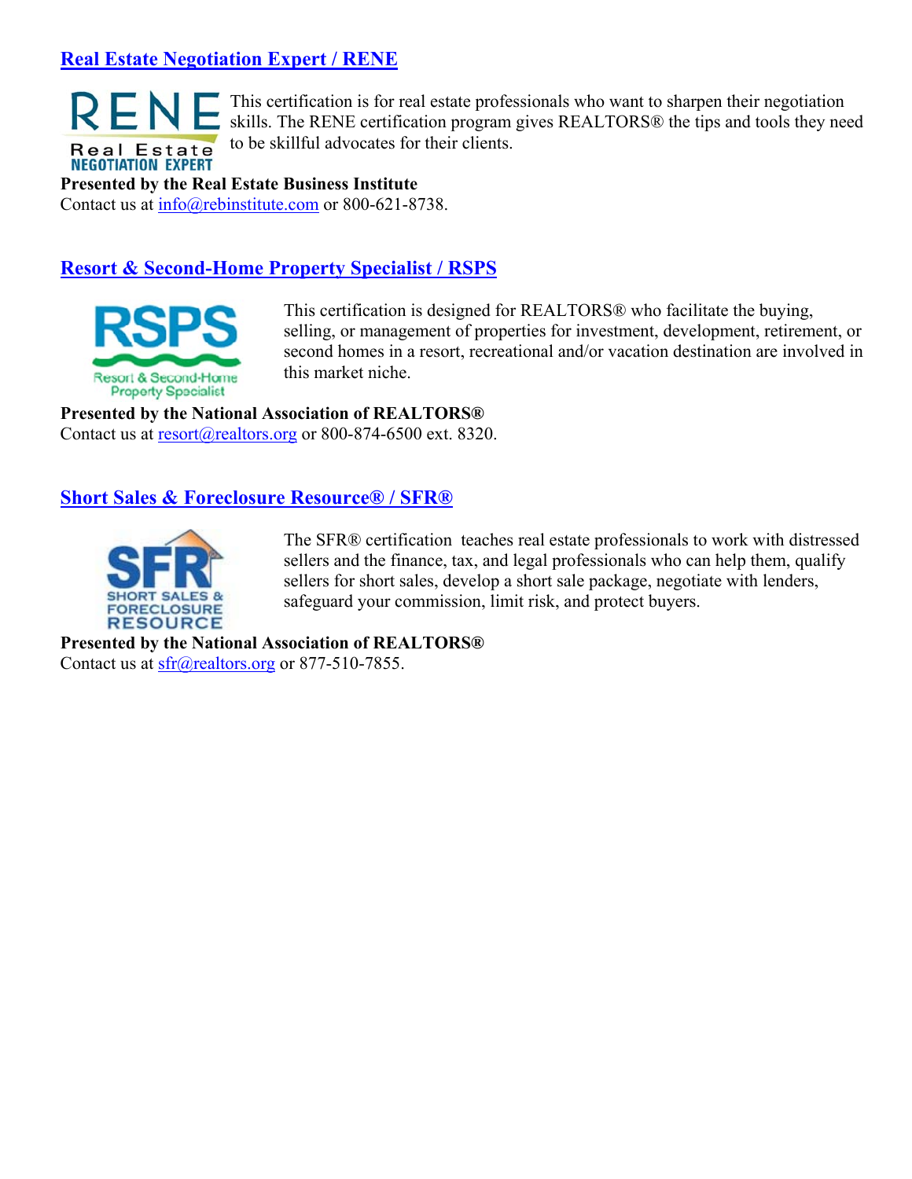## Real Estate Negotiation Expert / RENE

This certification is for real estate professionals who want to sharpen their negotiation skills. The RENE certification program gives REALTORS® the tips and tools they need to be skillful advocates for their clients.

**Presented by the Real Estate Business Institute**
Contact us at info@rebinstitute.com or 800-621-8738.

## Resort & Second-Home Property Specialist / RSPS

This certification is designed for REALTORS® who facilitate the buying, selling, or management of properties for investment, development, retirement, or second homes in a resort, recreational and/or vacation destination are involved in this market niche.

**Presented by the National Association of REALTORS®**
Contact us at resort@realtors.org or 800-874-6500 ext. 8320.

## Short Sales & Foreclosure Resource® / SFR®

The SFR® certification teaches real estate professionals to work with distressed sellers and the finance, tax, and legal professionals who can help them, qualify sellers for short sales, develop a short sale package, negotiate with lenders, safeguard your commission, limit risk, and protect buyers.

**Presented by the National Association of REALTORS®**
Contact us at sfr@realtors.org or 877-510-7855.